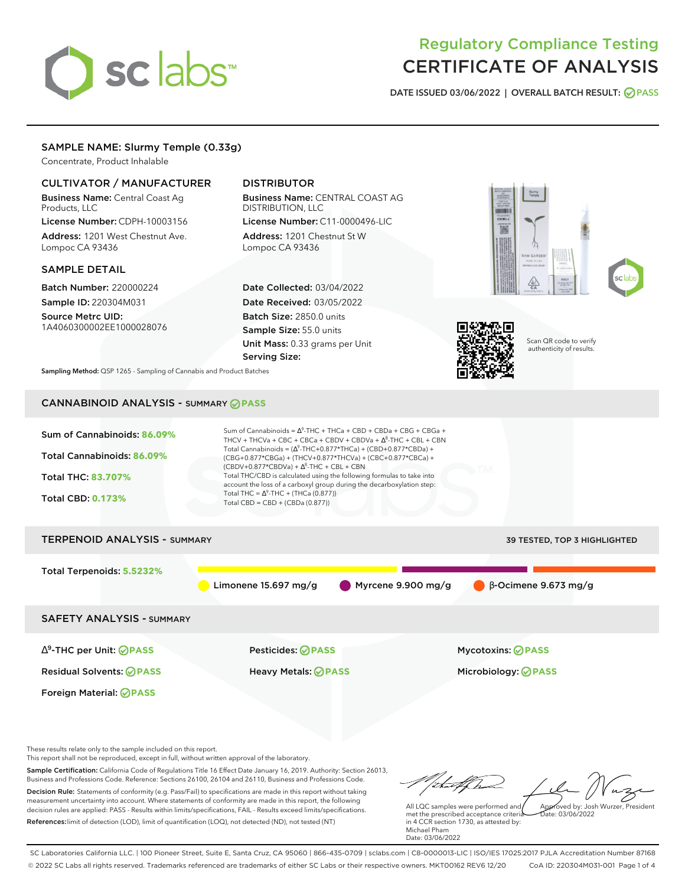# Regulatory Compliance Testing
# CERTIFICATE OF ANALYSIS

**DATE ISSUED 03/06/2022 | OVERALL BATCH RESULT: PASS**

## SAMPLE NAME: Slurmy Temple (0.33g)

Concentrate, Product Inhalable

### CULTIVATOR / MANUFACTURER

**Business Name:** Central Coast Ag Products, LLC

**License Number:** CDPH-10003156

**Address:** 1201 West Chestnut Ave. Lompoc CA 93436

### DISTRIBUTOR

**Business Name:** CENTRAL COAST AG DISTRIBUTION, LLC

**License Number:** C11-0000496-LIC

**Address:** 1201 Chestnut St W Lompoc CA 93436

### SAMPLE DETAIL

**Batch Number:** 220000224

**Sample ID:** 220304M031

**Source Metrc UID:** 1A4060300002EE1000028076

**Date Collected:** 03/04/2022

**Date Received:** 03/05/2022

**Batch Size:** 2850.0 units

**Sample Size:** 55.0 units

**Unit Mass:** 0.33 grams per Unit

**Serving Size:**

Scan QR code to verify authenticity of results.

**Sampling Method:** QSP 1265 - Sampling of Cannabis and Product Batches

## CANNABINOID ANALYSIS - SUMMARY PASS

Sum of Cannabinoids: **86.09%**

Total Cannabinoids: **86.09%**

Total THC: **83.707%**

Total CBD: **0.173%**

Sum of Cannabinoids = $\Delta^9$-THC + THCa + CBD + CBDa + CBG + CBGa + THCV + THCVa + CBC + CBCa + CBDV + CBDVa + $\Delta^8$-THC + CBL + CBN

Total Cannabinoids = ($\Delta^9$-THC+0.877*THCa) + (CBD+0.877*CBDa) + (CBG+0.877*CBGa) + (THCV+0.877*THCVa) + (CBC+0.877*CBCa) + (CBDV+0.877*CBDVa) + $\Delta^8$-THC + CBL + CBN

Total THC/CBD is calculated using the following formulas to take into account the loss of a carboxyl group during the decarboxylation step:

Total THC = $\Delta^9$-THC + (THCa (0.877))

Total CBD = CBD + (CBDa (0.877))

## TERPENOID ANALYSIS - SUMMARY

39 TESTED, TOP 3 HIGHLIGHTED

Total Terpenoids: **5.5232%**

Limonene 15.697 mg/g | Myrcene 9.900 mg/g | β-Ocimene 9.673 mg/g

## SAFETY ANALYSIS - SUMMARY

| | | |
|---|---|---|
| $\Delta^9$-THC per Unit: PASS | Pesticides: PASS | Mycotoxins: PASS |
| Residual Solvents: PASS | Heavy Metals: PASS | Microbiology: PASS |
| Foreign Material: PASS | | |

These results relate only to the sample included on this report.
This report shall not be reproduced, except in full, without written approval of the laboratory.

**Sample Certification:** California Code of Regulations Title 16 Effect Date January 16, 2019. Authority: Section 26013, Business and Professions Code. Reference: Sections 26100, 26104 and 26110, Business and Professions Code.

**Decision Rule:** Statements of conformity (e.g. Pass/Fail) to specifications are made in this report without taking measurement uncertainty into account. Where statements of conformity are made in this report, the following decision rules are applied: PASS - Results within limits/specifications, FAIL - Results exceed limits/specifications.

**References:** limit of detection (LOD), limit of quantification (LOQ), not detected (ND), not tested (NT)

All LQC samples were performed and met the prescribed acceptance criteria in 4 CCR section 1730, as attested by: Michael Pham Date: 03/06/2022

Approved by: Josh Wurzer, President Date: 03/06/2022

SC Laboratories California LLC. | 100 Pioneer Street, Suite E, Santa Cruz, CA 95060 | 866-435-0709 | sclabs.com | C8-0000013-LIC | ISO/IES 17025:2017 PJLA Accreditation Number 87168
© 2022 SC Labs all rights reserved. Trademarks referenced are trademarks of either SC Labs or their respective owners. MKT00162 REV6 12/20 CoA ID: 220304M031-001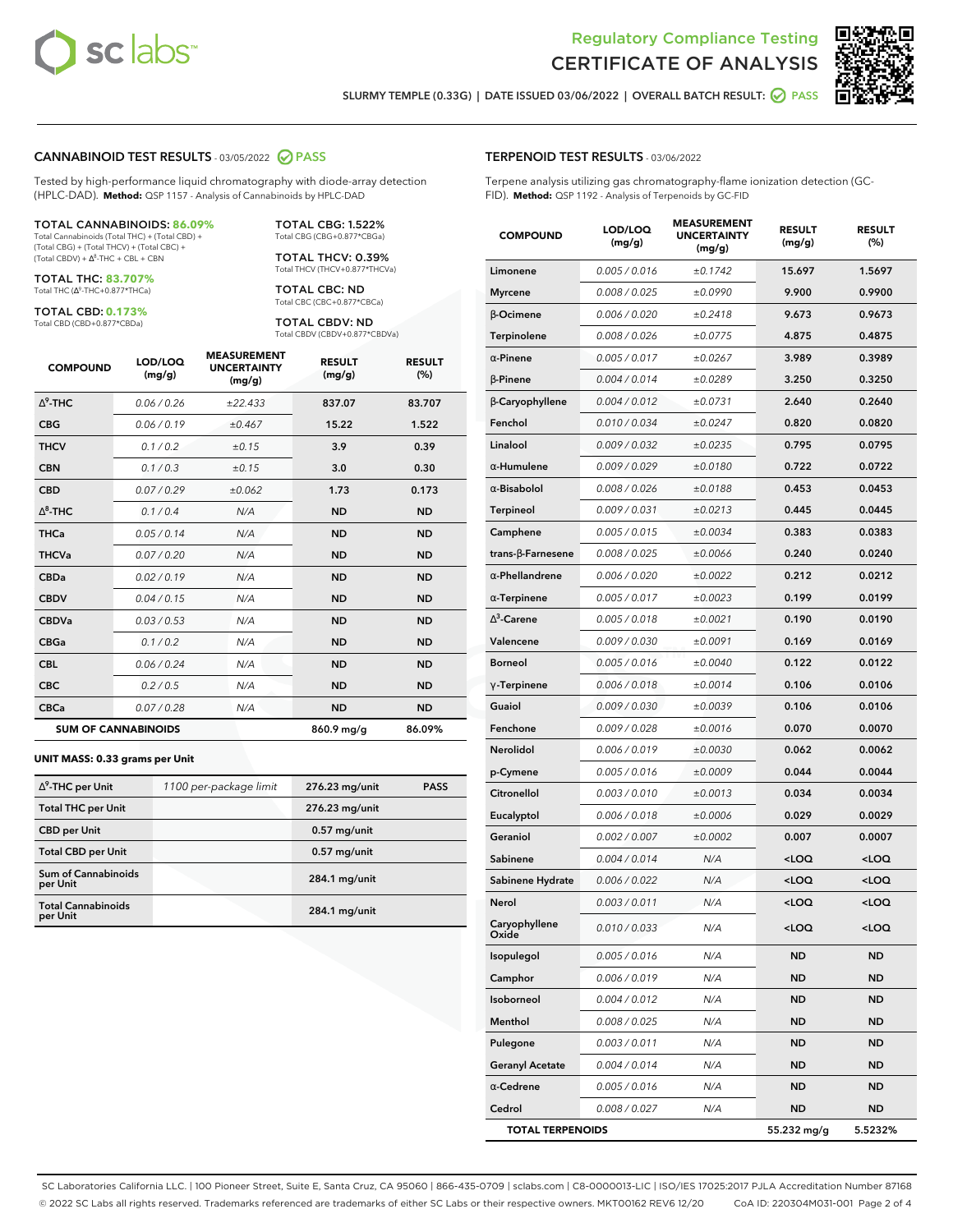# Regulatory Compliance Testing
# CERTIFICATE OF ANALYSIS

SLURMY TEMPLE (0.33G) | DATE ISSUED 03/06/2022 | OVERALL BATCH RESULT: PASS

## CANNABINOID TEST RESULTS - 03/05/2022 PASS

Tested by high-performance liquid chromatography with diode-array detection (HPLC-DAD). **Method:** QSP 1157 - Analysis of Cannabinoids by HPLC-DAD

**TOTAL CANNABINOIDS: 86.09%**
Total Cannabinoids (Total THC) + (Total CBD) + (Total CBG) + (Total THCV) + (Total CBC) + (Total CBDV) + $\Delta^8$-THC + CBL + CBN

**TOTAL THC: 83.707%**
Total THC ($\Delta^9$-THC+0.877*THCa)

**TOTAL CBD: 0.173%**
Total CBD (CBD+0.877*CBDa)

**TOTAL CBG: 1.522%**
Total CBG (CBG+0.877*CBGa)

**TOTAL THCV: 0.39%**
Total THCV (THCV+0.877*THCVa)

**TOTAL CBC: ND**
Total CBC (CBC+0.877*CBCa)

**TOTAL CBDV: ND**
Total CBDV (CBDV+0.877*CBDVa)

| COMPOUND | LOD/LOQ (mg/g) | MEASUREMENT UNCERTAINTY (mg/g) | RESULT (mg/g) | RESULT (%) |
|---|---|---|---|---|
| $\Delta^9$-THC | 0.06 / 0.26 | ±22.433 | 837.07 | 83.707 |
| CBG | 0.06 / 0.19 | ±0.467 | 15.22 | 1.522 |
| THCV | 0.1 / 0.2 | ±0.15 | 3.9 | 0.39 |
| CBN | 0.1 / 0.3 | ±0.15 | 3.0 | 0.30 |
| CBD | 0.07 / 0.29 | ±0.062 | 1.73 | 0.173 |
| $\Delta^8$-THC | 0.1 / 0.4 | N/A | ND | ND |
| THCa | 0.05 / 0.14 | N/A | ND | ND |
| THCVa | 0.07 / 0.20 | N/A | ND | ND |
| CBDa | 0.02 / 0.19 | N/A | ND | ND |
| CBDV | 0.04 / 0.15 | N/A | ND | ND |
| CBDVa | 0.03 / 0.53 | N/A | ND | ND |
| CBGa | 0.1 / 0.2 | N/A | ND | ND |
| CBL | 0.06 / 0.24 | N/A | ND | ND |
| CBC | 0.2 / 0.5 | N/A | ND | ND |
| CBCa | 0.07 / 0.28 | N/A | ND | ND |
| **SUM OF CANNABINOIDS** | | | 860.9 mg/g | 86.09% |

**UNIT MASS: 0.33 grams per Unit**

| | | | |
|---|---|---|---|
| $\Delta^9$-THC per Unit | 1100 per-package limit | 276.23 mg/unit | PASS |
| Total THC per Unit | | 276.23 mg/unit | |
| CBD per Unit | | 0.57 mg/unit | |
| Total CBD per Unit | | 0.57 mg/unit | |
| Sum of Cannabinoids per Unit | | 284.1 mg/unit | |
| Total Cannabinoids per Unit | | 284.1 mg/unit | |

## TERPENOID TEST RESULTS - 03/06/2022

Terpene analysis utilizing gas chromatography-flame ionization detection (GC-FID). **Method:** QSP 1192 - Analysis of Terpenoids by GC-FID

| COMPOUND | LOD/LOQ (mg/g) | MEASUREMENT UNCERTAINTY (mg/g) | RESULT (mg/g) | RESULT (%) |
|---|---|---|---|---|
| Limonene | 0.005 / 0.016 | ±0.1742 | 15.697 | 1.5697 |
| Myrcene | 0.008 / 0.025 | ±0.0990 | 9.900 | 0.9900 |
| β-Ocimene | 0.006 / 0.020 | ±0.2418 | 9.673 | 0.9673 |
| Terpinolene | 0.008 / 0.026 | ±0.0775 | 4.875 | 0.4875 |
| α-Pinene | 0.005 / 0.017 | ±0.0267 | 3.989 | 0.3989 |
| β-Pinene | 0.004 / 0.014 | ±0.0289 | 3.250 | 0.3250 |
| β-Caryophyllene | 0.004 / 0.012 | ±0.0731 | 2.640 | 0.2640 |
| Fenchol | 0.010 / 0.034 | ±0.0247 | 0.820 | 0.0820 |
| Linalool | 0.009 / 0.032 | ±0.0235 | 0.795 | 0.0795 |
| α-Humulene | 0.009 / 0.029 | ±0.0180 | 0.722 | 0.0722 |
| α-Bisabolol | 0.008 / 0.026 | ±0.0188 | 0.453 | 0.0453 |
| Terpineol | 0.009 / 0.031 | ±0.0213 | 0.445 | 0.0445 |
| Camphene | 0.005 / 0.015 | ±0.0034 | 0.383 | 0.0383 |
| trans-β-Farnesene | 0.008 / 0.025 | ±0.0066 | 0.240 | 0.0240 |
| α-Phellandrene | 0.006 / 0.020 | ±0.0022 | 0.212 | 0.0212 |
| α-Terpinene | 0.005 / 0.017 | ±0.0023 | 0.199 | 0.0199 |
| $\Delta^3$-Carene | 0.005 / 0.018 | ±0.0021 | 0.190 | 0.0190 |
| Valencene | 0.009 / 0.030 | ±0.0091 | 0.169 | 0.0169 |
| Borneol | 0.005 / 0.016 | ±0.0040 | 0.122 | 0.0122 |
| γ-Terpinene | 0.006 / 0.018 | ±0.0014 | 0.106 | 0.0106 |
| Guaiol | 0.009 / 0.030 | ±0.0039 | 0.106 | 0.0106 |
| Fenchone | 0.009 / 0.028 | ±0.0016 | 0.070 | 0.0070 |
| Nerolidol | 0.006 / 0.019 | ±0.0030 | 0.062 | 0.0062 |
| p-Cymene | 0.005 / 0.016 | ±0.0009 | 0.044 | 0.0044 |
| Citronellol | 0.003 / 0.010 | ±0.0013 | 0.034 | 0.0034 |
| Eucalyptol | 0.006 / 0.018 | ±0.0006 | 0.029 | 0.0029 |
| Geraniol | 0.002 / 0.007 | ±0.0002 | 0.007 | 0.0007 |
| Sabinene | 0.004 / 0.014 | N/A | <LOQ | <LOQ |
| Sabinene Hydrate | 0.006 / 0.022 | N/A | <LOQ | <LOQ |
| Nerol | 0.003 / 0.011 | N/A | <LOQ | <LOQ |
| Caryophyllene Oxide | 0.010 / 0.033 | N/A | <LOQ | <LOQ |
| Isopulegol | 0.005 / 0.016 | N/A | ND | ND |
| Camphor | 0.006 / 0.019 | N/A | ND | ND |
| Isoborneol | 0.004 / 0.012 | N/A | ND | ND |
| Menthol | 0.008 / 0.025 | N/A | ND | ND |
| Pulegone | 0.003 / 0.011 | N/A | ND | ND |
| Geranyl Acetate | 0.004 / 0.014 | N/A | ND | ND |
| α-Cedrene | 0.005 / 0.016 | N/A | ND | ND |
| Cedrol | 0.008 / 0.027 | N/A | ND | ND |
| **TOTAL TERPENOIDS** | | | 55.232 mg/g | 5.5232% |

SC Laboratories California LLC. | 100 Pioneer Street, Suite E, Santa Cruz, CA 95060 | 866-435-0709 | sclabs.com | C8-0000013-LIC | ISO/IES 17025:2017 PJLA Accreditation Number 87168
© 2022 SC Labs all rights reserved. Trademarks referenced are trademarks of either SC Labs or their respective owners. MKT00162 REV6 12/20 CoA ID: 220304M031-001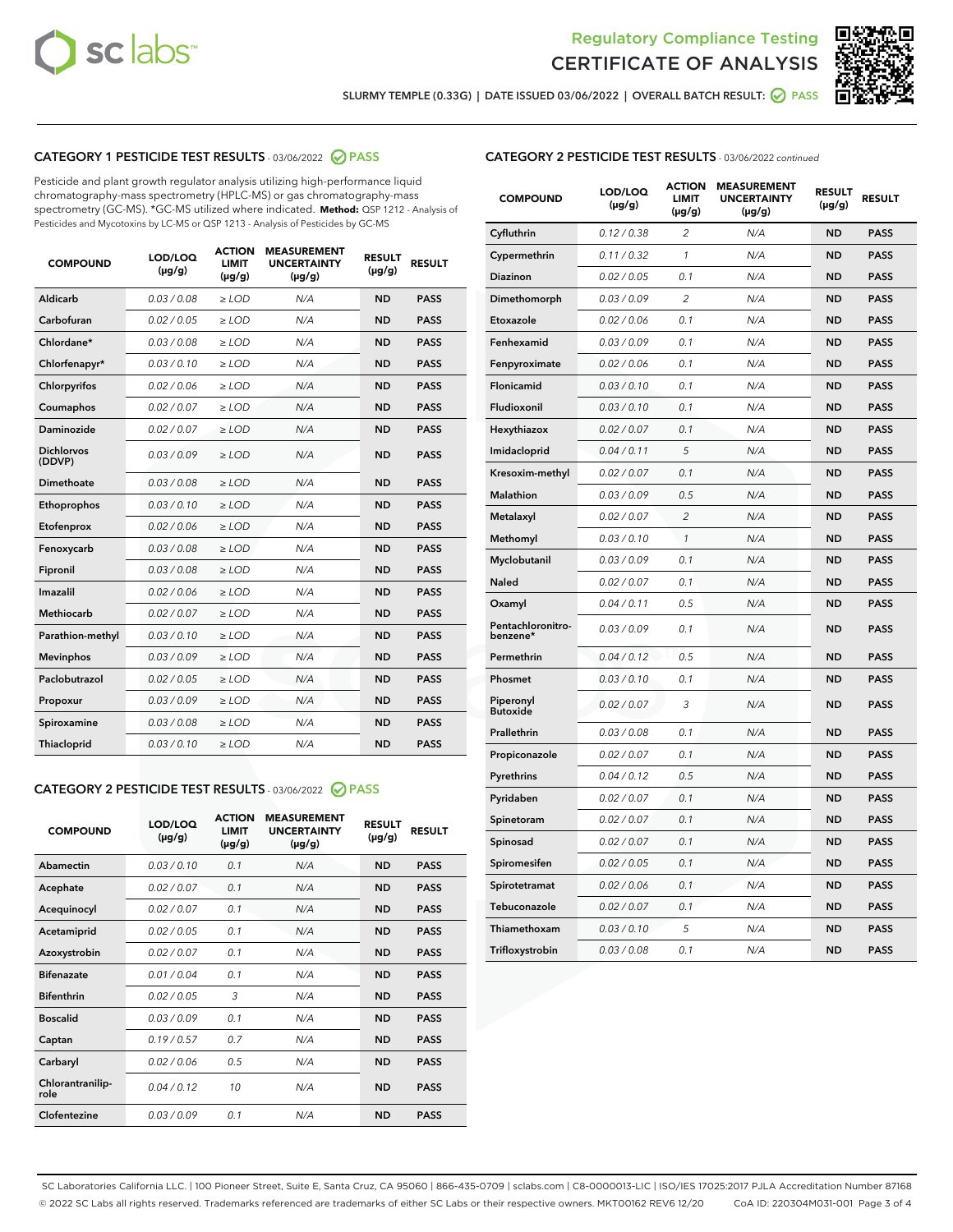Regulatory Compliance Testing

# CERTIFICATE OF ANALYSIS

SLURMY TEMPLE (0.33G) | DATE ISSUED 03/06/2022 | OVERALL BATCH RESULT: PASS

## CATEGORY 1 PESTICIDE TEST RESULTS - 03/06/2022 PASS

Pesticide and plant growth regulator analysis utilizing high-performance liquid chromatography-mass spectrometry (HPLC-MS) or gas chromatography-mass spectrometry (GC-MS). *GC-MS utilized where indicated. **Method:** QSP 1212 - Analysis of Pesticides and Mycotoxins by LC-MS or QSP 1213 - Analysis of Pesticides by GC-MS

| COMPOUND | LOD/LOQ (µg/g) | ACTION LIMIT (µg/g) | MEASUREMENT UNCERTAINTY (µg/g) | RESULT (µg/g) | RESULT |
|---|---|---|---|---|---|
| Aldicarb | 0.03 / 0.08 | ≥ LOD | N/A | ND | PASS |
| Carbofuran | 0.02 / 0.05 | ≥ LOD | N/A | ND | PASS |
| Chlordane* | 0.03 / 0.08 | ≥ LOD | N/A | ND | PASS |
| Chlorfenapyr* | 0.03 / 0.10 | ≥ LOD | N/A | ND | PASS |
| Chlorpyrifos | 0.02 / 0.06 | ≥ LOD | N/A | ND | PASS |
| Coumaphos | 0.02 / 0.07 | ≥ LOD | N/A | ND | PASS |
| Daminozide | 0.02 / 0.07 | ≥ LOD | N/A | ND | PASS |
| Dichlorvos (DDVP) | 0.03 / 0.09 | ≥ LOD | N/A | ND | PASS |
| Dimethoate | 0.03 / 0.08 | ≥ LOD | N/A | ND | PASS |
| Ethoprophos | 0.03 / 0.10 | ≥ LOD | N/A | ND | PASS |
| Etofenprox | 0.02 / 0.06 | ≥ LOD | N/A | ND | PASS |
| Fenoxycarb | 0.03 / 0.08 | ≥ LOD | N/A | ND | PASS |
| Fipronil | 0.03 / 0.08 | ≥ LOD | N/A | ND | PASS |
| Imazalil | 0.02 / 0.06 | ≥ LOD | N/A | ND | PASS |
| Methiocarb | 0.02 / 0.07 | ≥ LOD | N/A | ND | PASS |
| Parathion-methyl | 0.03 / 0.10 | ≥ LOD | N/A | ND | PASS |
| Mevinphos | 0.03 / 0.09 | ≥ LOD | N/A | ND | PASS |
| Paclobutrazol | 0.02 / 0.05 | ≥ LOD | N/A | ND | PASS |
| Propoxur | 0.03 / 0.09 | ≥ LOD | N/A | ND | PASS |
| Spiroxamine | 0.03 / 0.08 | ≥ LOD | N/A | ND | PASS |
| Thiacloprid | 0.03 / 0.10 | ≥ LOD | N/A | ND | PASS |

## CATEGORY 2 PESTICIDE TEST RESULTS - 03/06/2022 PASS

| COMPOUND | LOD/LOQ (µg/g) | ACTION LIMIT (µg/g) | MEASUREMENT UNCERTAINTY (µg/g) | RESULT (µg/g) | RESULT |
|---|---|---|---|---|---|
| Abamectin | 0.03 / 0.10 | 0.1 | N/A | ND | PASS |
| Acephate | 0.02 / 0.07 | 0.1 | N/A | ND | PASS |
| Acequinocyl | 0.02 / 0.07 | 0.1 | N/A | ND | PASS |
| Acetamiprid | 0.02 / 0.05 | 0.1 | N/A | ND | PASS |
| Azoxystrobin | 0.02 / 0.07 | 0.1 | N/A | ND | PASS |
| Bifenazate | 0.01 / 0.04 | 0.1 | N/A | ND | PASS |
| Bifenthrin | 0.02 / 0.05 | 3 | N/A | ND | PASS |
| Boscalid | 0.03 / 0.09 | 0.1 | N/A | ND | PASS |
| Captan | 0.19 / 0.57 | 0.7 | N/A | ND | PASS |
| Carbaryl | 0.02 / 0.06 | 0.5 | N/A | ND | PASS |
| Chlorantraniliprole | 0.04 / 0.12 | 10 | N/A | ND | PASS |
| Clofentezine | 0.03 / 0.09 | 0.1 | N/A | ND | PASS |
| Cyfluthrin | 0.12 / 0.38 | 2 | N/A | ND | PASS |
| Cypermethrin | 0.11 / 0.32 | 1 | N/A | ND | PASS |
| Diazinon | 0.02 / 0.05 | 0.1 | N/A | ND | PASS |
| Dimethomorph | 0.03 / 0.09 | 2 | N/A | ND | PASS |
| Etoxazole | 0.02 / 0.06 | 0.1 | N/A | ND | PASS |
| Fenhexamid | 0.03 / 0.09 | 0.1 | N/A | ND | PASS |
| Fenpyroximate | 0.02 / 0.06 | 0.1 | N/A | ND | PASS |
| Flonicamid | 0.03 / 0.10 | 0.1 | N/A | ND | PASS |
| Fludioxonil | 0.03 / 0.10 | 0.1 | N/A | ND | PASS |
| Hexythiazox | 0.02 / 0.07 | 0.1 | N/A | ND | PASS |
| Imidacloprid | 0.04 / 0.11 | 5 | N/A | ND | PASS |
| Kresoxim-methyl | 0.02 / 0.07 | 0.1 | N/A | ND | PASS |
| Malathion | 0.03 / 0.09 | 0.5 | N/A | ND | PASS |
| Metalaxyl | 0.02 / 0.07 | 2 | N/A | ND | PASS |
| Methomyl | 0.03 / 0.10 | 1 | N/A | ND | PASS |
| Myclobutanil | 0.03 / 0.09 | 0.1 | N/A | ND | PASS |
| Naled | 0.02 / 0.07 | 0.1 | N/A | ND | PASS |
| Oxamyl | 0.04 / 0.11 | 0.5 | N/A | ND | PASS |
| Pentachloronitrobenzene* | 0.03 / 0.09 | 0.1 | N/A | ND | PASS |
| Permethrin | 0.04 / 0.12 | 0.5 | N/A | ND | PASS |
| Phosmet | 0.03 / 0.10 | 0.1 | N/A | ND | PASS |
| Piperonyl Butoxide | 0.02 / 0.07 | 3 | N/A | ND | PASS |
| Prallethrin | 0.03 / 0.08 | 0.1 | N/A | ND | PASS |
| Propiconazole | 0.02 / 0.07 | 0.1 | N/A | ND | PASS |
| Pyrethrins | 0.04 / 0.12 | 0.5 | N/A | ND | PASS |
| Pyridaben | 0.02 / 0.07 | 0.1 | N/A | ND | PASS |
| Spinetoram | 0.02 / 0.07 | 0.1 | N/A | ND | PASS |
| Spinosad | 0.02 / 0.07 | 0.1 | N/A | ND | PASS |
| Spiromesifen | 0.02 / 0.05 | 0.1 | N/A | ND | PASS |
| Spirotetramat | 0.02 / 0.06 | 0.1 | N/A | ND | PASS |
| Tebuconazole | 0.02 / 0.07 | 0.1 | N/A | ND | PASS |
| Thiamethoxam | 0.03 / 0.10 | 5 | N/A | ND | PASS |
| Trifloxystrobin | 0.03 / 0.08 | 0.1 | N/A | ND | PASS |

SC Laboratories California LLC. | 100 Pioneer Street, Suite E, Santa Cruz, CA 95060 | 866-435-0709 | sclabs.com | C8-0000013-LIC | ISO/IES 17025:2017 PJLA Accreditation Number 87168
© 2022 SC Labs all rights reserved. Trademarks referenced are trademarks of either SC Labs or their respective owners. MKT00162 REV6 12/20 CoA ID: 220304M031-001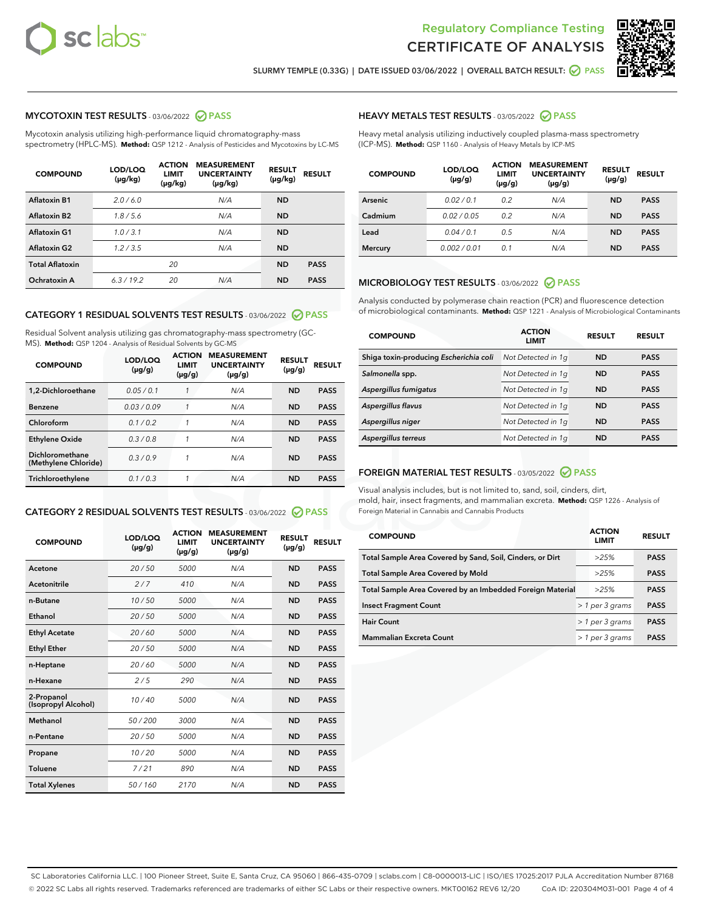Regulatory Compliance Testing

# CERTIFICATE OF ANALYSIS

SLURMY TEMPLE (0.33G) | DATE ISSUED 03/06/2022 | OVERALL BATCH RESULT: PASS

## MYCOTOXIN TEST RESULTS - 03/06/2022 PASS

Mycotoxin analysis utilizing high-performance liquid chromatography-mass spectrometry (HPLC-MS). **Method:** QSP 1212 - Analysis of Pesticides and Mycotoxins by LC-MS

| COMPOUND | LOD/LOQ (μg/kg) | ACTION LIMIT (μg/kg) | MEASUREMENT UNCERTAINTY (μg/kg) | RESULT (μg/kg) | RESULT |
|---|---|---|---|---|---|
| Aflatoxin B1 | 2.0 / 6.0 | | N/A | ND | |
| Aflatoxin B2 | 1.8 / 5.6 | | N/A | ND | |
| Aflatoxin G1 | 1.0 / 3.1 | | N/A | ND | |
| Aflatoxin G2 | 1.2 / 3.5 | | N/A | ND | |
| Total Aflatoxin | | 20 | | ND | PASS |
| Ochratoxin A | 6.3 / 19.2 | 20 | N/A | ND | PASS |

## CATEGORY 1 RESIDUAL SOLVENTS TEST RESULTS - 03/06/2022 PASS

Residual Solvent analysis utilizing gas chromatography-mass spectrometry (GC-MS). **Method:** QSP 1204 - Analysis of Residual Solvents by GC-MS

| COMPOUND | LOD/LOQ (μg/g) | ACTION LIMIT (μg/g) | MEASUREMENT UNCERTAINTY (μg/g) | RESULT (μg/g) | RESULT |
|---|---|---|---|---|---|
| 1,2-Dichloroethane | 0.05 / 0.1 | 1 | N/A | ND | PASS |
| Benzene | 0.03 / 0.09 | 1 | N/A | ND | PASS |
| Chloroform | 0.1 / 0.2 | 1 | N/A | ND | PASS |
| Ethylene Oxide | 0.3 / 0.8 | 1 | N/A | ND | PASS |
| Dichloromethane (Methylene Chloride) | 0.3 / 0.9 | 1 | N/A | ND | PASS |
| Trichloroethylene | 0.1 / 0.3 | 1 | N/A | ND | PASS |

## CATEGORY 2 RESIDUAL SOLVENTS TEST RESULTS - 03/06/2022 PASS

| COMPOUND | LOD/LOQ (μg/g) | ACTION LIMIT (μg/g) | MEASUREMENT UNCERTAINTY (μg/g) | RESULT (μg/g) | RESULT |
|---|---|---|---|---|---|
| Acetone | 20 / 50 | 5000 | N/A | ND | PASS |
| Acetonitrile | 2 / 7 | 410 | N/A | ND | PASS |
| n-Butane | 10 / 50 | 5000 | N/A | ND | PASS |
| Ethanol | 20 / 50 | 5000 | N/A | ND | PASS |
| Ethyl Acetate | 20 / 60 | 5000 | N/A | ND | PASS |
| Ethyl Ether | 20 / 50 | 5000 | N/A | ND | PASS |
| n-Heptane | 20 / 60 | 5000 | N/A | ND | PASS |
| n-Hexane | 2 / 5 | 290 | N/A | ND | PASS |
| 2-Propanol (Isopropyl Alcohol) | 10 / 40 | 5000 | N/A | ND | PASS |
| Methanol | 50 / 200 | 3000 | N/A | ND | PASS |
| n-Pentane | 20 / 50 | 5000 | N/A | ND | PASS |
| Propane | 10 / 20 | 5000 | N/A | ND | PASS |
| Toluene | 7 / 21 | 890 | N/A | ND | PASS |
| Total Xylenes | 50 / 160 | 2170 | N/A | ND | PASS |

## HEAVY METALS TEST RESULTS - 03/05/2022 PASS

Heavy metal analysis utilizing inductively coupled plasma-mass spectrometry (ICP-MS). **Method:** QSP 1160 - Analysis of Heavy Metals by ICP-MS

| COMPOUND | LOD/LOQ (μg/g) | ACTION LIMIT (μg/g) | MEASUREMENT UNCERTAINTY (μg/g) | RESULT (μg/g) | RESULT |
|---|---|---|---|---|---|
| Arsenic | 0.02 / 0.1 | 0.2 | N/A | ND | PASS |
| Cadmium | 0.02 / 0.05 | 0.2 | N/A | ND | PASS |
| Lead | 0.04 / 0.1 | 0.5 | N/A | ND | PASS |
| Mercury | 0.002 / 0.01 | 0.1 | N/A | ND | PASS |

## MICROBIOLOGY TEST RESULTS - 03/06/2022 PASS

Analysis conducted by polymerase chain reaction (PCR) and fluorescence detection of microbiological contaminants. **Method:** QSP 1221 - Analysis of Microbiological Contaminants

| COMPOUND | ACTION LIMIT | RESULT | RESULT |
|---|---|---|---|
| Shiga toxin-producing *Escherichia coli* | Not Detected in 1g | ND | PASS |
| *Salmonella* spp. | Not Detected in 1g | ND | PASS |
| *Aspergillus fumigatus* | Not Detected in 1g | ND | PASS |
| *Aspergillus flavus* | Not Detected in 1g | ND | PASS |
| *Aspergillus niger* | Not Detected in 1g | ND | PASS |
| *Aspergillus terreus* | Not Detected in 1g | ND | PASS |

## FOREIGN MATERIAL TEST RESULTS - 03/05/2022 PASS

Visual analysis includes, but is not limited to, sand, soil, cinders, dirt, mold, hair, insect fragments, and mammalian excreta. **Method:** QSP 1226 - Analysis of Foreign Material in Cannabis and Cannabis Products

| COMPOUND | ACTION LIMIT | RESULT |
|---|---|---|
| Total Sample Area Covered by Sand, Soil, Cinders, or Dirt | >25% | PASS |
| Total Sample Area Covered by Mold | >25% | PASS |
| Total Sample Area Covered by an Imbedded Foreign Material | >25% | PASS |
| Insect Fragment Count | > 1 per 3 grams | PASS |
| Hair Count | > 1 per 3 grams | PASS |
| Mammalian Excreta Count | > 1 per 3 grams | PASS |

SC Laboratories California LLC. | 100 Pioneer Street, Suite E, Santa Cruz, CA 95060 | 866-435-0709 | sclabs.com | C8-0000013-LIC | ISO/IES 17025:2017 PJLA Accreditation Number 87168
© 2022 SC Labs all rights reserved. Trademarks referenced are trademarks of either SC Labs or their respective owners. MKT00162 REV6 12/20 CoA ID: 220304M031-001